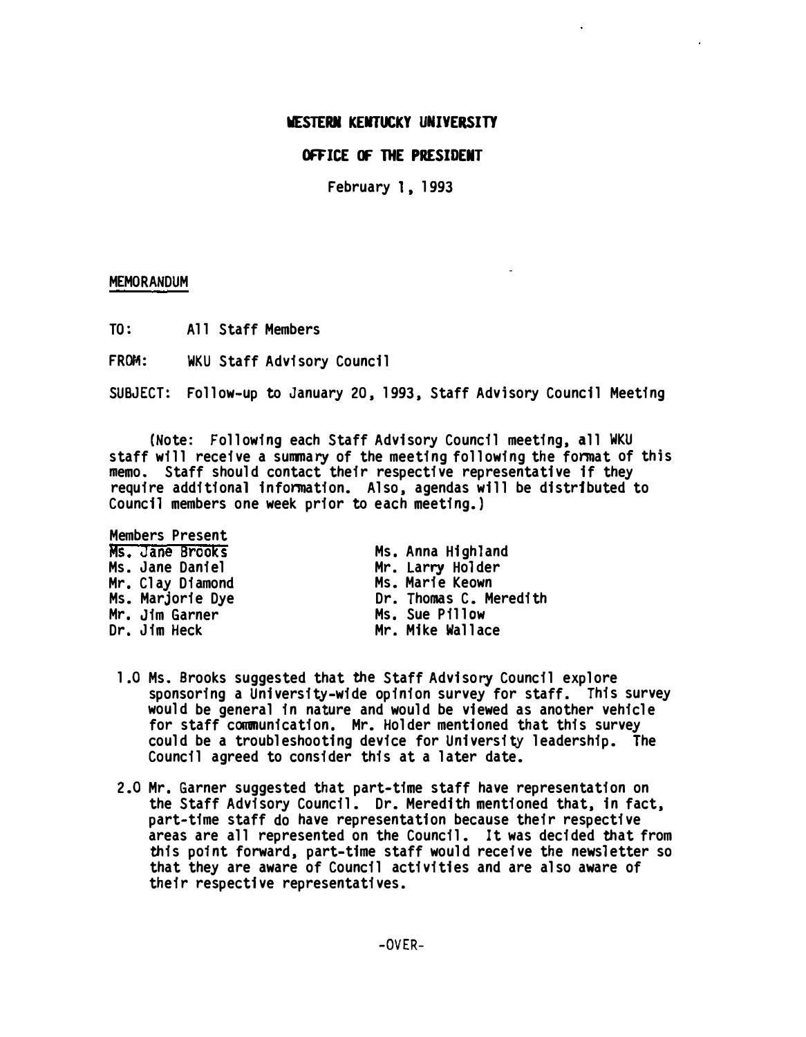**WESTERN KENTUCKY UNIVERSITY**

**OFFICE OF THE PRESIDENT**

February 1, 1993

MEMORANDUM

TO: All Staff Members

FROM: WKU Staff Advisory Council

SUBJECT: Follow-up to January 20, 1993, Staff Advisory Council Meeting

(Note: Following each Staff Advisory Council meeting, all WKU staff will receive a summary of the meeting following the format of this memo. Staff should contact their respective representative if they require additional information. Also, agendas will be distributed to Council members one week prior to each meeting.)

Members Present

| | |
|---|---|
| Ms. Jane Brooks | Ms. Anna Highland |
| Ms. Jane Daniel | Mr. Larry Holder |
| Mr. Clay Diamond | Ms. Marie Keown |
| Ms. Marjorie Dye | Dr. Thomas C. Meredith |
| Mr. Jim Garner | Ms. Sue Pillow |
| Dr. Jim Heck | Mr. Mike Wallace |

1.0 Ms. Brooks suggested that the Staff Advisory Council explore sponsoring a University-wide opinion survey for staff. This survey would be general in nature and would be viewed as another vehicle for staff communication. Mr. Holder mentioned that this survey could be a troubleshooting device for University leadership. The Council agreed to consider this at a later date.

2.0 Mr. Garner suggested that part-time staff have representation on the Staff Advisory Council. Dr. Meredith mentioned that, in fact, part-time staff do have representation because their respective areas are all represented on the Council. It was decided that from this point forward, part-time staff would receive the newsletter so that they are aware of Council activities and are also aware of their respective representatives.

-OVER-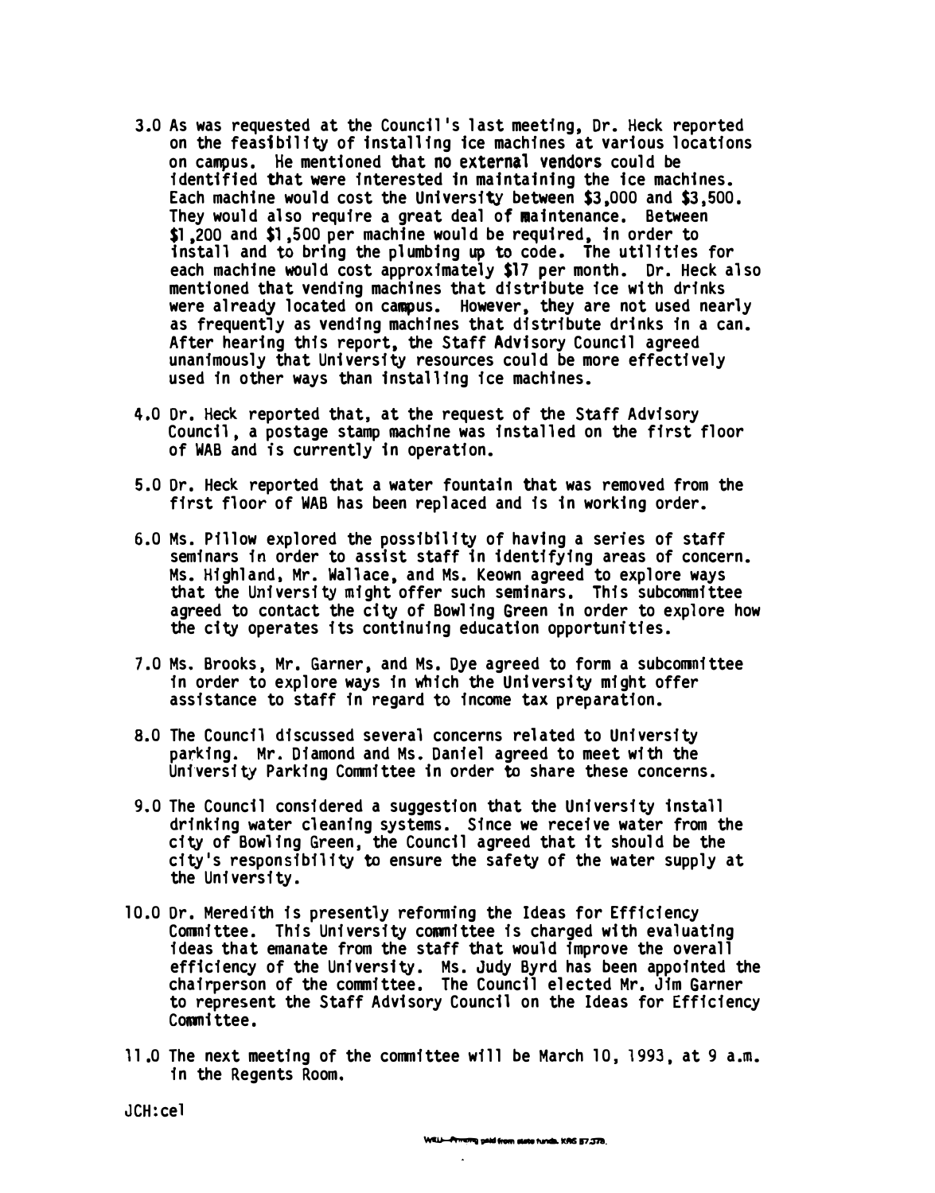3.0 As was requested at the Council's last meeting, Dr. Heck reported on the feasibility of installing ice machines at various locations on campus. He mentioned that no external vendors could be identified that were interested in maintaining the ice machines. Each machine would cost the University between $3,000 and $3,500. They would also require a great deal of maintenance. Between $1,200 and $1,500 per machine would be required, in order to install and to bring the plumbing up to code. The utilities for each machine would cost approximately $17 per month. Dr. Heck also mentioned that vending machines that distribute ice with drinks were already located on campus. However, they are not used nearly as frequently as vending machines that distribute drinks in a can. After hearing this report, the Staff Advisory Council agreed unanimously that University resources could be more effectively used in other ways than installing ice machines.

4.0 Dr. Heck reported that, at the request of the Staff Advisory Council, a postage stamp machine was installed on the first floor of WAB and is currently in operation.

5.0 Dr. Heck reported that a water fountain that was removed from the first floor of WAB has been replaced and is in working order.

6.0 Ms. Pillow explored the possibility of having a series of staff seminars in order to assist staff in identifying areas of concern. Ms. Highland, Mr. Wallace, and Ms. Keown agreed to explore ways that the University might offer such seminars. This subcommittee agreed to contact the city of Bowling Green in order to explore how the city operates its continuing education opportunities.

7.0 Ms. Brooks, Mr. Garner, and Ms. Dye agreed to form a subcommittee in order to explore ways in which the University might offer assistance to staff in regard to income tax preparation.

8.0 The Council discussed several concerns related to University parking. Mr. Diamond and Ms. Daniel agreed to meet with the University Parking Committee in order to share these concerns.

9.0 The Council considered a suggestion that the University install drinking water cleaning systems. Since we receive water from the city of Bowling Green, the Council agreed that it should be the city's responsibility to ensure the safety of the water supply at the University.

10.0 Dr. Meredith is presently reforming the Ideas for Efficiency Committee. This University committee is charged with evaluating ideas that emanate from the staff that would improve the overall efficiency of the University. Ms. Judy Byrd has been appointed the chairperson of the committee. The Council elected Mr. Jim Garner to represent the Staff Advisory Council on the Ideas for Efficiency Committee.

11.0 The next meeting of the committee will be March 10, 1993, at 9 a.m. in the Regents Room.

JCH:cel

WKU—Printing paid from state funds. KRS 57.375.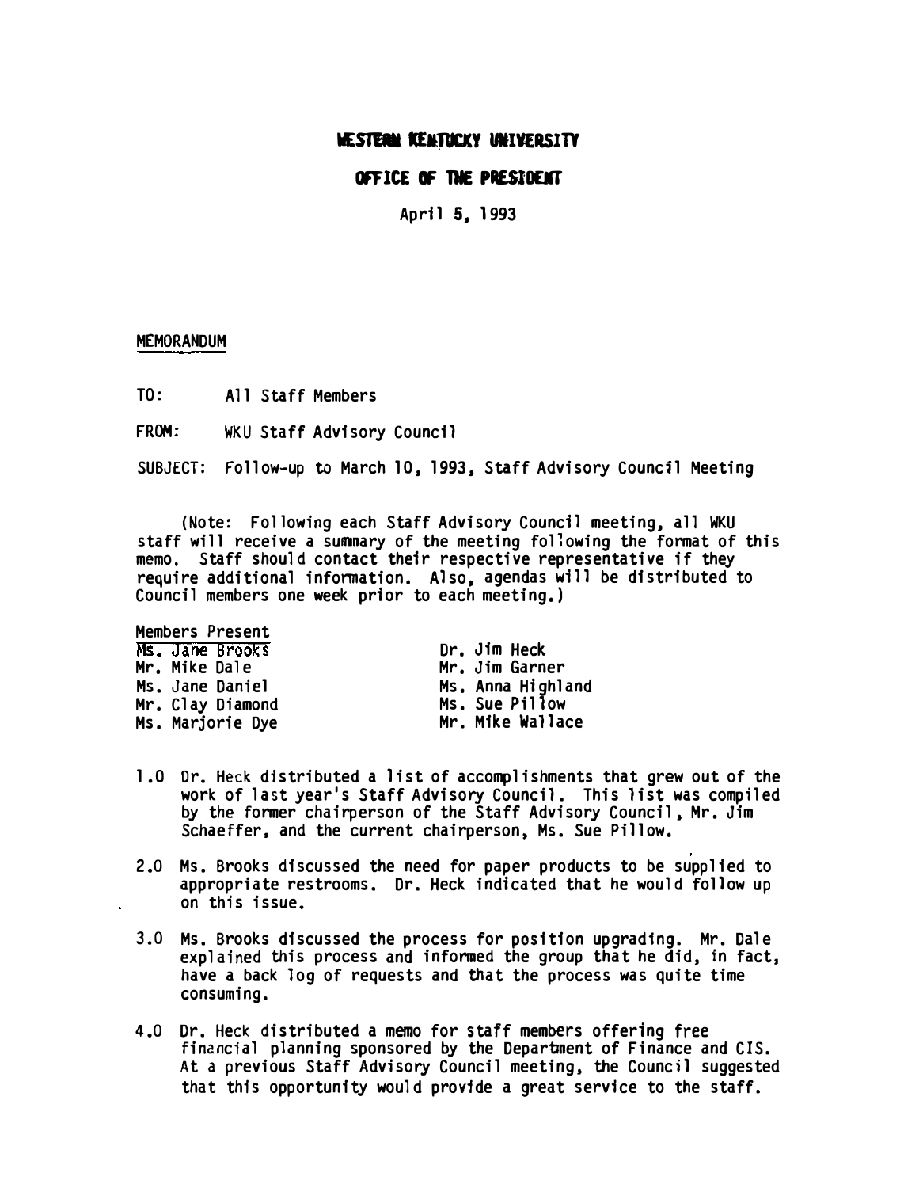# WESTERN KENTUCKY UNIVERSITY

## OFFICE OF THE PRESIDENT

April 5, 1993

MEMORANDUM

TO: All Staff Members

FROM: WKU Staff Advisory Council

SUBJECT: Follow-up to March 10, 1993, Staff Advisory Council Meeting

(Note: Following each Staff Advisory Council meeting, all WKU staff will receive a summary of the meeting following the format of this memo. Staff should contact their respective representative if they require additional information. Also, agendas will be distributed to Council members one week prior to each meeting.)

Members Present

| | |
|---|---|
| Ms. Jane Brooks | Dr. Jim Heck |
| Mr. Mike Dale | Mr. Jim Garner |
| Ms. Jane Daniel | Ms. Anna Highland |
| Mr. Clay Diamond | Ms. Sue Pillow |
| Ms. Marjorie Dye | Mr. Mike Wallace |

1.0 Dr. Heck distributed a list of accomplishments that grew out of the work of last year's Staff Advisory Council. This list was compiled by the former chairperson of the Staff Advisory Council, Mr. Jim Schaeffer, and the current chairperson, Ms. Sue Pillow.

2.0 Ms. Brooks discussed the need for paper products to be supplied to appropriate restrooms. Dr. Heck indicated that he would follow up on this issue.

3.0 Ms. Brooks discussed the process for position upgrading. Mr. Dale explained this process and informed the group that he did, in fact, have a back log of requests and that the process was quite time consuming.

4.0 Dr. Heck distributed a memo for staff members offering free financial planning sponsored by the Department of Finance and CIS. At a previous Staff Advisory Council meeting, the Council suggested that this opportunity would provide a great service to the staff.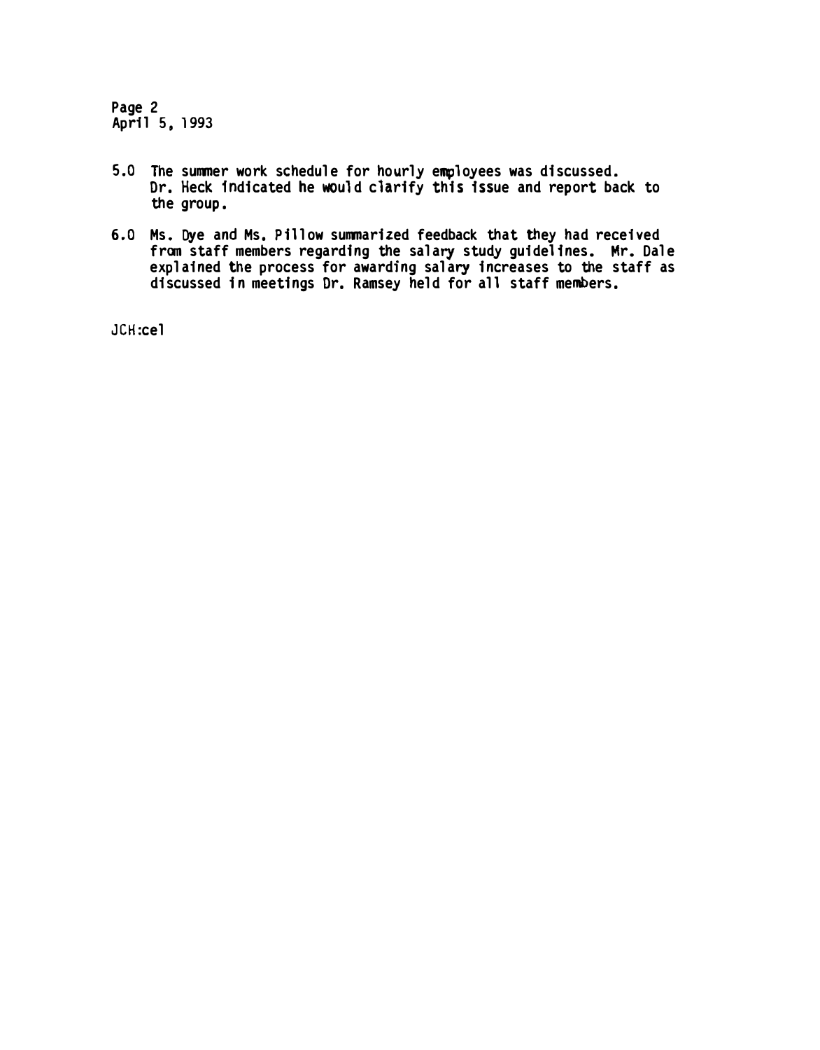5.0 The summer work schedule for hourly employees was discussed. Dr. Heck indicated he would clarify this issue and report back to the group.

6.0 Ms. Dye and Ms. Pillow summarized feedback that they had received from staff members regarding the salary study guidelines. Mr. Dale explained the process for awarding salary increases to the staff as discussed in meetings Dr. Ramsey held for all staff members.

JCH:cel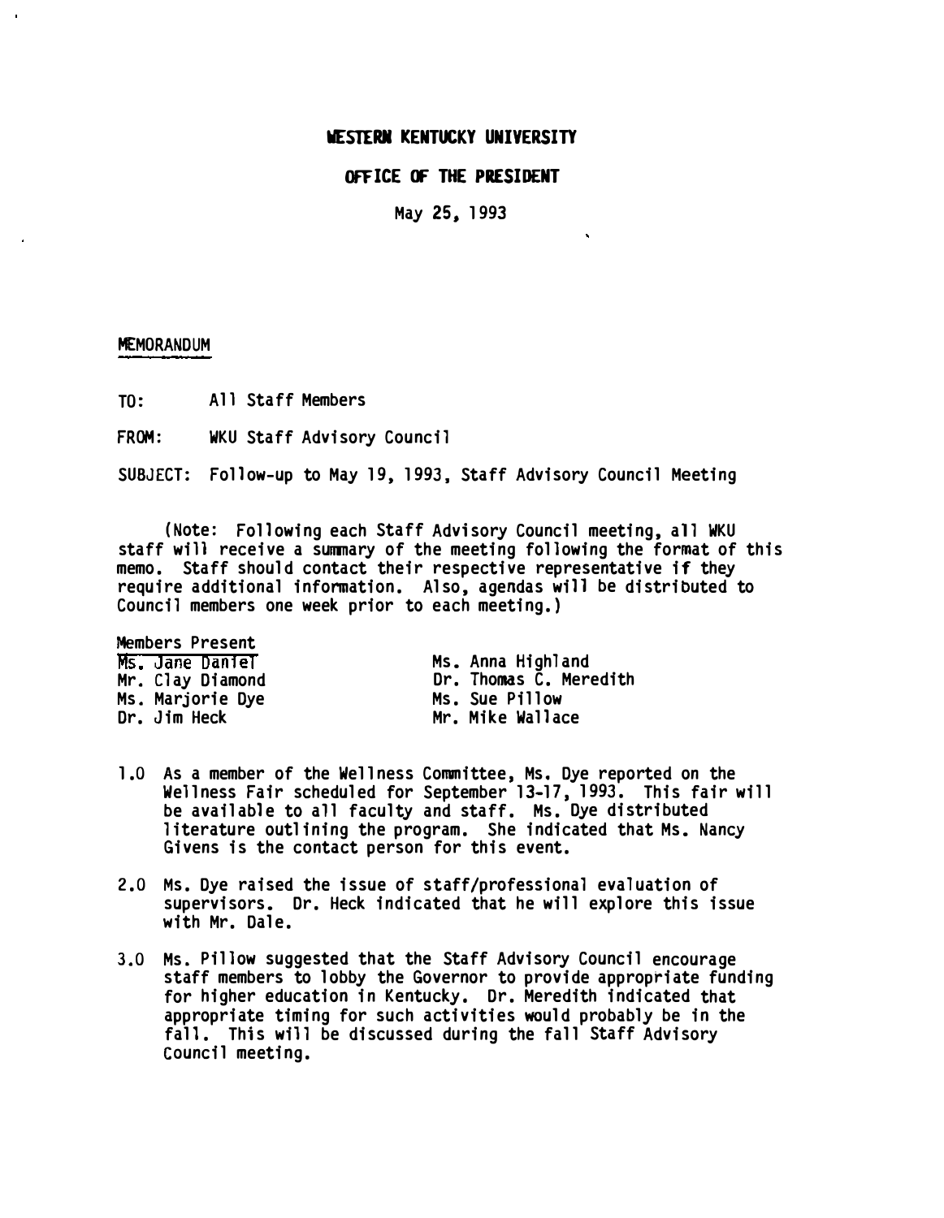**WESTERN KENTUCKY UNIVERSITY**

**OFFICE OF THE PRESIDENT**

May 25, 1993

MEMORANDUM

TO: All Staff Members

FROM: WKU Staff Advisory Council

SUBJECT: Follow-up to May 19, 1993, Staff Advisory Council Meeting

(Note: Following each Staff Advisory Council meeting, all WKU staff will receive a summary of the meeting following the format of this memo. Staff should contact their respective representative if they require additional information. Also, agendas will be distributed to Council members one week prior to each meeting.)

Members Present

Ms. Jane Daniel
Mr. Clay Diamond
Ms. Marjorie Dye
Dr. Jim Heck
Ms. Anna Highland
Dr. Thomas C. Meredith
Ms. Sue Pillow
Mr. Mike Wallace

1.0 As a member of the Wellness Committee, Ms. Dye reported on the Wellness Fair scheduled for September 13-17, 1993. This fair will be available to all faculty and staff. Ms. Dye distributed literature outlining the program. She indicated that Ms. Nancy Givens is the contact person for this event.

2.0 Ms. Dye raised the issue of staff/professional evaluation of supervisors. Dr. Heck indicated that he will explore this issue with Mr. Dale.

3.0 Ms. Pillow suggested that the Staff Advisory Council encourage staff members to lobby the Governor to provide appropriate funding for higher education in Kentucky. Dr. Meredith indicated that appropriate timing for such activities would probably be in the fall. This will be discussed during the fall Staff Advisory Council meeting.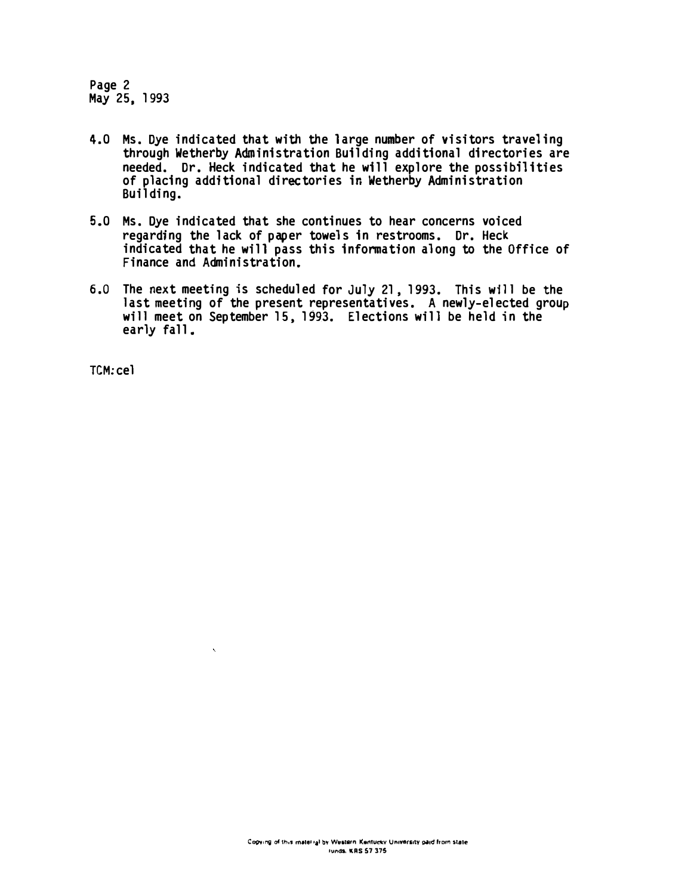4.0 Ms. Dye indicated that with the large number of visitors traveling through Wetherby Administration Building additional directories are needed. Dr. Heck indicated that he will explore the possibilities of placing additional directories in Wetherby Administration Building.

5.0 Ms. Dye indicated that she continues to hear concerns voiced regarding the lack of paper towels in restrooms. Dr. Heck indicated that he will pass this information along to the Office of Finance and Administration.

6.0 The next meeting is scheduled for July 21, 1993. This will be the last meeting of the present representatives. A newly-elected group will meet on September 15, 1993. Elections will be held in the early fall.

TCM:cel

Copying of this material by Western Kentucky University paid from state funds. KRS 57 375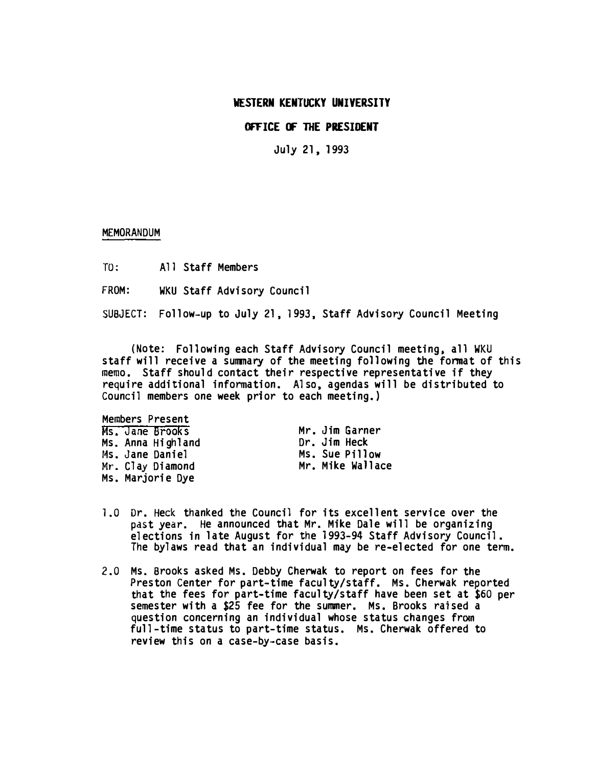**WESTERN KENTUCKY UNIVERSITY**

**OFFICE OF THE PRESIDENT**

July 21, 1993

MEMORANDUM

TO: All Staff Members

FROM: WKU Staff Advisory Council

SUBJECT: Follow-up to July 21, 1993, Staff Advisory Council Meeting

(Note: Following each Staff Advisory Council meeting, all WKU staff will receive a summary of the meeting following the format of this memo. Staff should contact their respective representative if they require additional information. Also, agendas will be distributed to Council members one week prior to each meeting.)

Members Present

Ms. Jane Brooks
Ms. Anna Highland
Ms. Jane Daniel
Mr. Clay Diamond
Ms. Marjorie Dye
Mr. Jim Garner
Dr. Jim Heck
Ms. Sue Pillow
Mr. Mike Wallace

1.0 Dr. Heck thanked the Council for its excellent service over the past year. He announced that Mr. Mike Dale will be organizing elections in late August for the 1993-94 Staff Advisory Council. The bylaws read that an individual may be re-elected for one term.

2.0 Ms. Brooks asked Ms. Debby Cherwak to report on fees for the Preston Center for part-time faculty/staff. Ms. Cherwak reported that the fees for part-time faculty/staff have been set at $60 per semester with a $25 fee for the summer. Ms. Brooks raised a question concerning an individual whose status changes from full-time status to part-time status. Ms. Cherwak offered to review this on a case-by-case basis.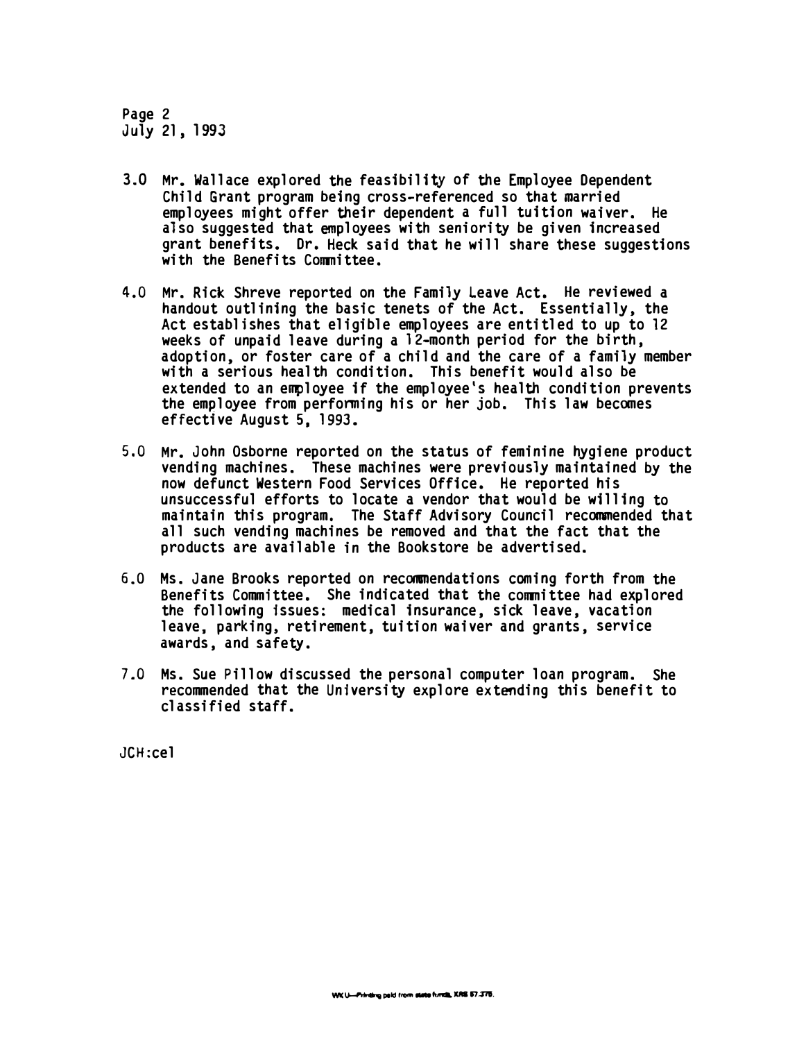Page 2
July 21, 1993

3.0 Mr. Wallace explored the feasibility of the Employee Dependent Child Grant program being cross-referenced so that married employees might offer their dependent a full tuition waiver. He also suggested that employees with seniority be given increased grant benefits. Dr. Heck said that he will share these suggestions with the Benefits Committee.

4.0 Mr. Rick Shreve reported on the Family Leave Act. He reviewed a handout outlining the basic tenets of the Act. Essentially, the Act establishes that eligible employees are entitled to up to 12 weeks of unpaid leave during a 12-month period for the birth, adoption, or foster care of a child and the care of a family member with a serious health condition. This benefit would also be extended to an employee if the employee's health condition prevents the employee from performing his or her job. This law becomes effective August 5, 1993.

5.0 Mr. John Osborne reported on the status of feminine hygiene product vending machines. These machines were previously maintained by the now defunct Western Food Services Office. He reported his unsuccessful efforts to locate a vendor that would be willing to maintain this program. The Staff Advisory Council recommended that all such vending machines be removed and that the fact that the products are available in the Bookstore be advertised.

6.0 Ms. Jane Brooks reported on recommendations coming forth from the Benefits Committee. She indicated that the committee had explored the following issues: medical insurance, sick leave, vacation leave, parking, retirement, tuition waiver and grants, service awards, and safety.

7.0 Ms. Sue Pillow discussed the personal computer loan program. She recommended that the University explore extending this benefit to classified staff.

JCH:cel

WKU—Printing paid from state funds, KRS 57.375.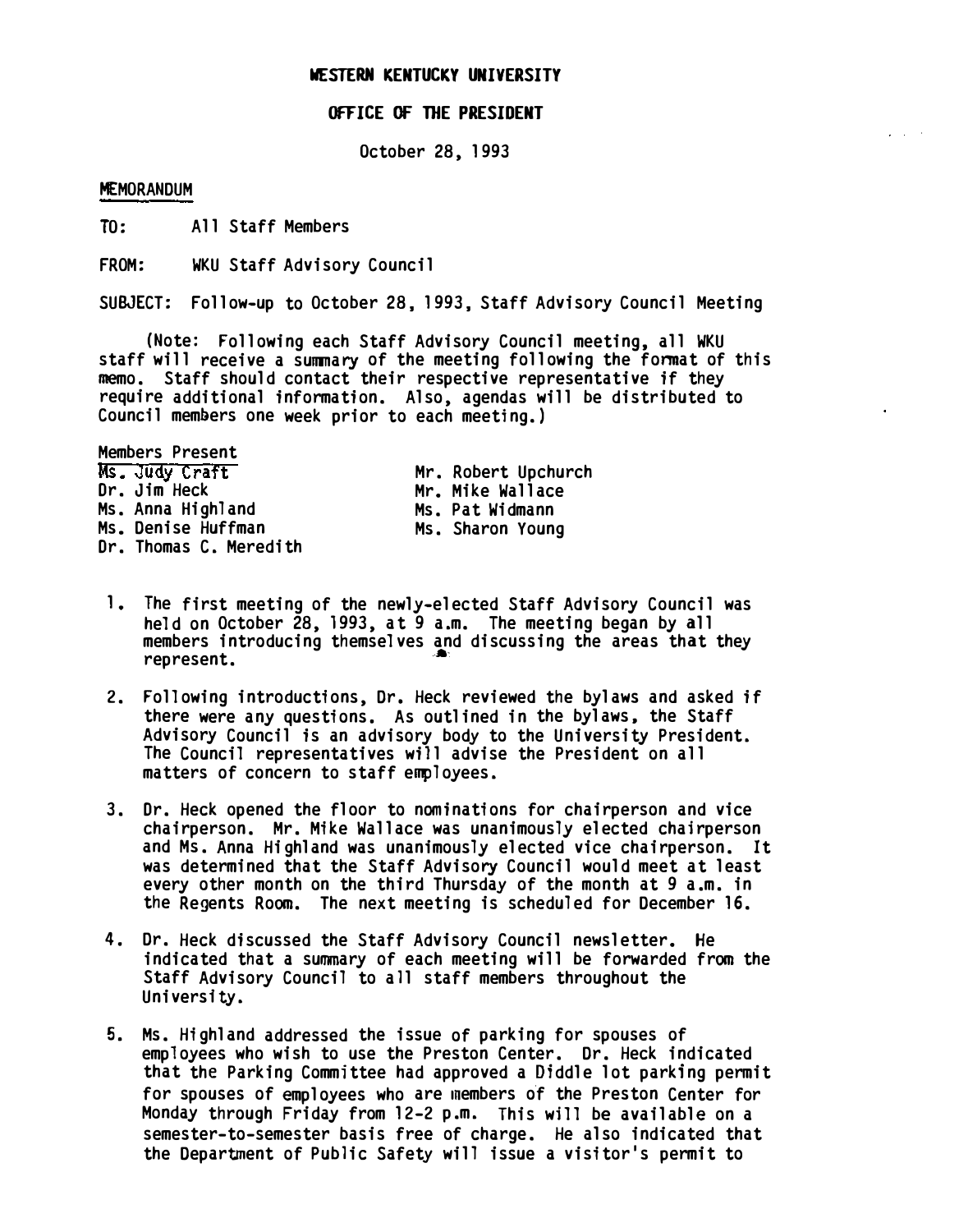**WESTERN KENTUCKY UNIVERSITY**

**OFFICE OF THE PRESIDENT**

October 28, 1993

MEMORANDUM

TO: All Staff Members

FROM: WKU Staff Advisory Council

SUBJECT: Follow-up to October 28, 1993, Staff Advisory Council Meeting

(Note: Following each Staff Advisory Council meeting, all WKU staff will receive a summary of the meeting following the format of this memo. Staff should contact their respective representative if they require additional information. Also, agendas will be distributed to Council members one week prior to each meeting.)

Members Present

Ms. Judy Craft
Dr. Jim Heck
Ms. Anna Highland
Ms. Denise Huffman
Dr. Thomas C. Meredith
Mr. Robert Upchurch
Mr. Mike Wallace
Ms. Pat Widmann
Ms. Sharon Young

1. The first meeting of the newly-elected Staff Advisory Council was held on October 28, 1993, at 9 a.m. The meeting began by all members introducing themselves and discussing the areas that they represent.

2. Following introductions, Dr. Heck reviewed the bylaws and asked if there were any questions. As outlined in the bylaws, the Staff Advisory Council is an advisory body to the University President. The Council representatives will advise the President on all matters of concern to staff employees.

3. Dr. Heck opened the floor to nominations for chairperson and vice chairperson. Mr. Mike Wallace was unanimously elected chairperson and Ms. Anna Highland was unanimously elected vice chairperson. It was determined that the Staff Advisory Council would meet at least every other month on the third Thursday of the month at 9 a.m. in the Regents Room. The next meeting is scheduled for December 16.

4. Dr. Heck discussed the Staff Advisory Council newsletter. He indicated that a summary of each meeting will be forwarded from the Staff Advisory Council to all staff members throughout the University.

5. Ms. Highland addressed the issue of parking for spouses of employees who wish to use the Preston Center. Dr. Heck indicated that the Parking Committee had approved a Diddle lot parking permit for spouses of employees who are members of the Preston Center for Monday through Friday from 12-2 p.m. This will be available on a semester-to-semester basis free of charge. He also indicated that the Department of Public Safety will issue a visitor's permit to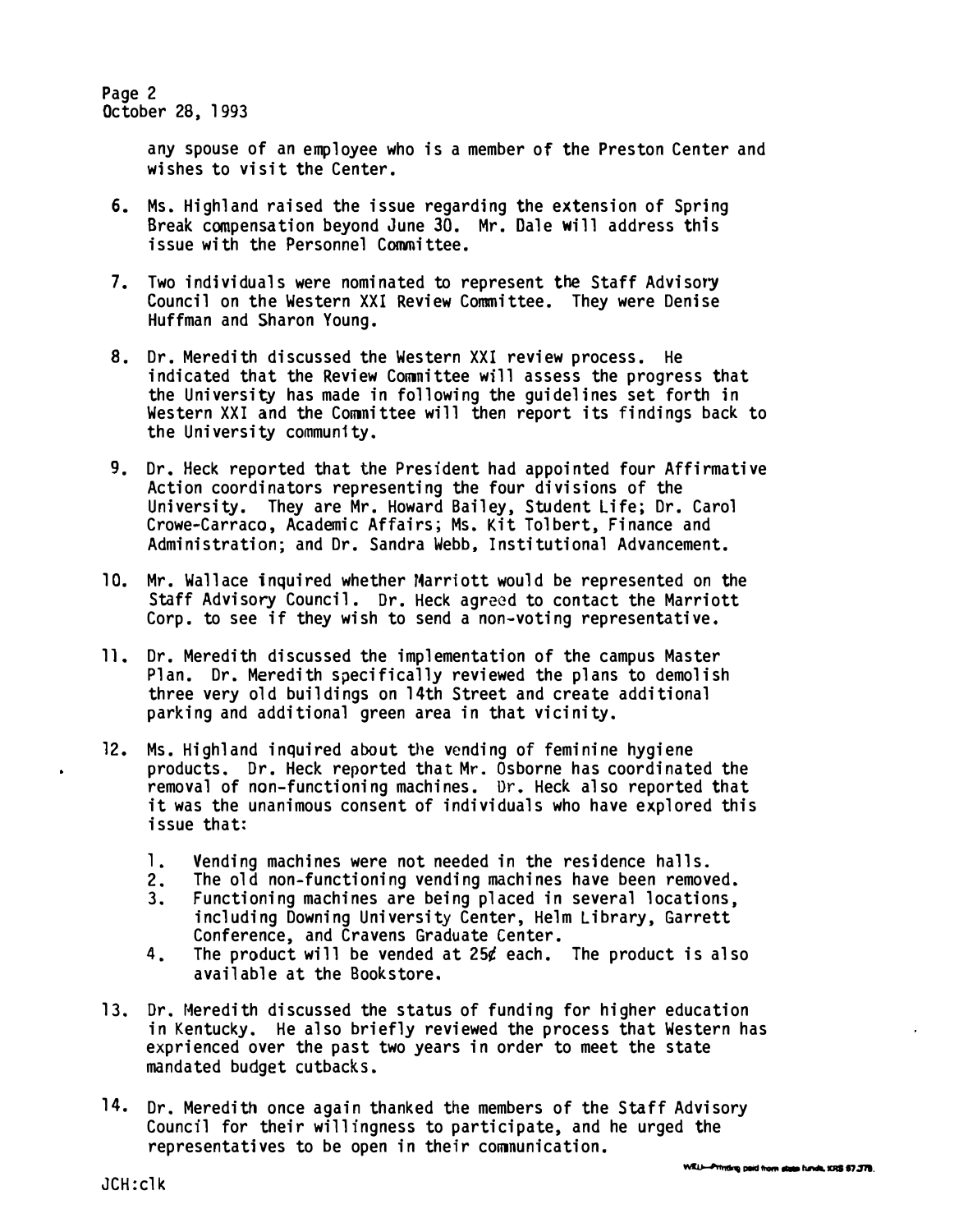any spouse of an employee who is a member of the Preston Center and wishes to visit the Center.

6. Ms. Highland raised the issue regarding the extension of Spring Break compensation beyond June 30. Mr. Dale will address this issue with the Personnel Committee.

7. Two individuals were nominated to represent the Staff Advisory Council on the Western XXI Review Committee. They were Denise Huffman and Sharon Young.

8. Dr. Meredith discussed the Western XXI review process. He indicated that the Review Committee will assess the progress that the University has made in following the guidelines set forth in Western XXI and the Committee will then report its findings back to the University community.

9. Dr. Heck reported that the President had appointed four Affirmative Action coordinators representing the four divisions of the University. They are Mr. Howard Bailey, Student Life; Dr. Carol Crowe-Carraco, Academic Affairs; Ms. Kit Tolbert, Finance and Administration; and Dr. Sandra Webb, Institutional Advancement.

10. Mr. Wallace inquired whether Marriott would be represented on the Staff Advisory Council. Dr. Heck agreed to contact the Marriott Corp. to see if they wish to send a non-voting representative.

11. Dr. Meredith discussed the implementation of the campus Master Plan. Dr. Meredith specifically reviewed the plans to demolish three very old buildings on 14th Street and create additional parking and additional green area in that vicinity.

12. Ms. Highland inquired about the vending of feminine hygiene products. Dr. Heck reported that Mr. Osborne has coordinated the removal of non-functioning machines. Dr. Heck also reported that it was the unanimous consent of individuals who have explored this issue that:

    1. Vending machines were not needed in the residence halls.
    2. The old non-functioning vending machines have been removed.
    3. Functioning machines are being placed in several locations, including Downing University Center, Helm Library, Garrett Conference, and Cravens Graduate Center.
    4. The product will be vended at 25¢ each. The product is also available at the Bookstore.

13. Dr. Meredith discussed the status of funding for higher education in Kentucky. He also briefly reviewed the process that Western has exprienced over the past two years in order to meet the state mandated budget cutbacks.

14. Dr. Meredith once again thanked the members of the Staff Advisory Council for their willingness to participate, and he urged the representatives to be open in their communication.

JCH:clk

WKU—Printing paid from state funds, KRS 57.375.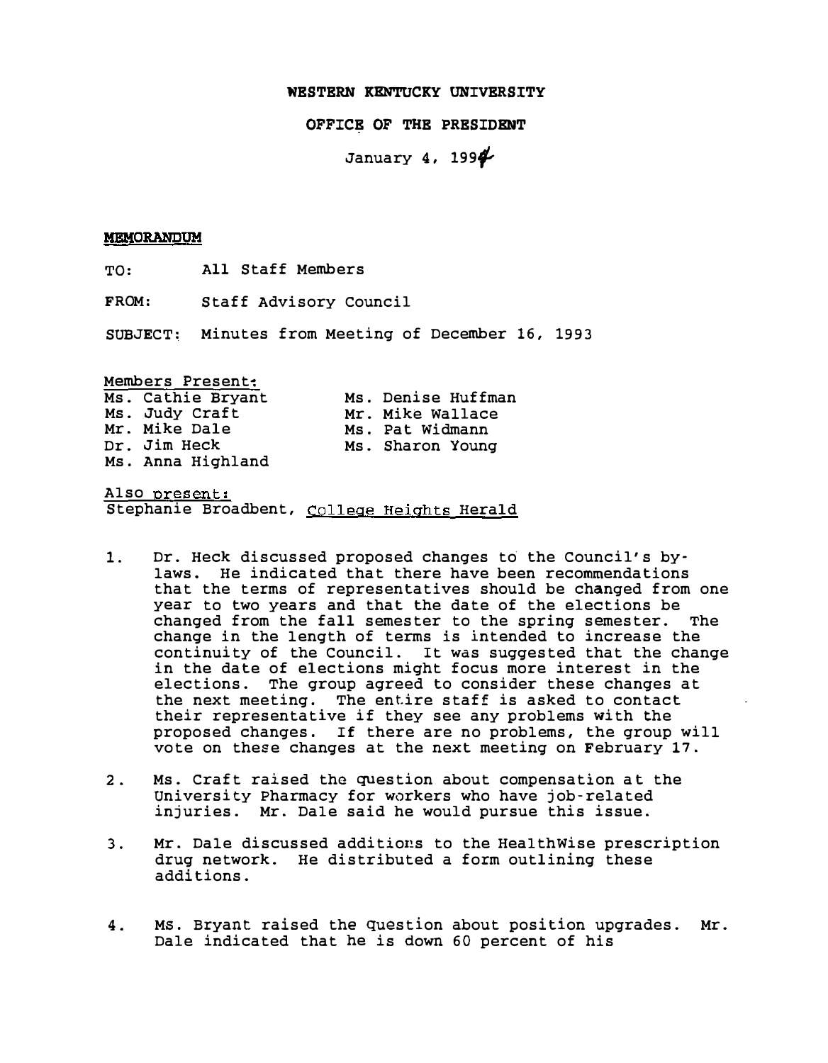**WESTERN KENTUCKY UNIVERSITY**

**OFFICE OF THE PRESIDENT**

January 4, 1994

**MEMORANDUM**

TO: All Staff Members

FROM: Staff Advisory Council

SUBJECT: Minutes from Meeting of December 16, 1993

Members Present:

| | |
|---|---|
| Ms. Cathie Bryant | Ms. Denise Huffman |
| Ms. Judy Craft | Mr. Mike Wallace |
| Mr. Mike Dale | Ms. Pat Widmann |
| Dr. Jim Heck | Ms. Sharon Young |
| Ms. Anna Highland | |

Also present:
Stephanie Broadbent, College Heights Herald

1. Dr. Heck discussed proposed changes to the Council's by-laws. He indicated that there have been recommendations that the terms of representatives should be changed from one year to two years and that the date of the elections be changed from the fall semester to the spring semester. The change in the length of terms is intended to increase the continuity of the Council. It was suggested that the change in the date of elections might focus more interest in the elections. The group agreed to consider these changes at the next meeting. The entire staff is asked to contact their representative if they see any problems with the proposed changes. If there are no problems, the group will vote on these changes at the next meeting on February 17.

2. Ms. Craft raised the question about compensation at the University Pharmacy for workers who have job-related injuries. Mr. Dale said he would pursue this issue.

3. Mr. Dale discussed additions to the HealthWise prescription drug network. He distributed a form outlining these additions.

4. Ms. Bryant raised the question about position upgrades. Mr. Dale indicated that he is down 60 percent of his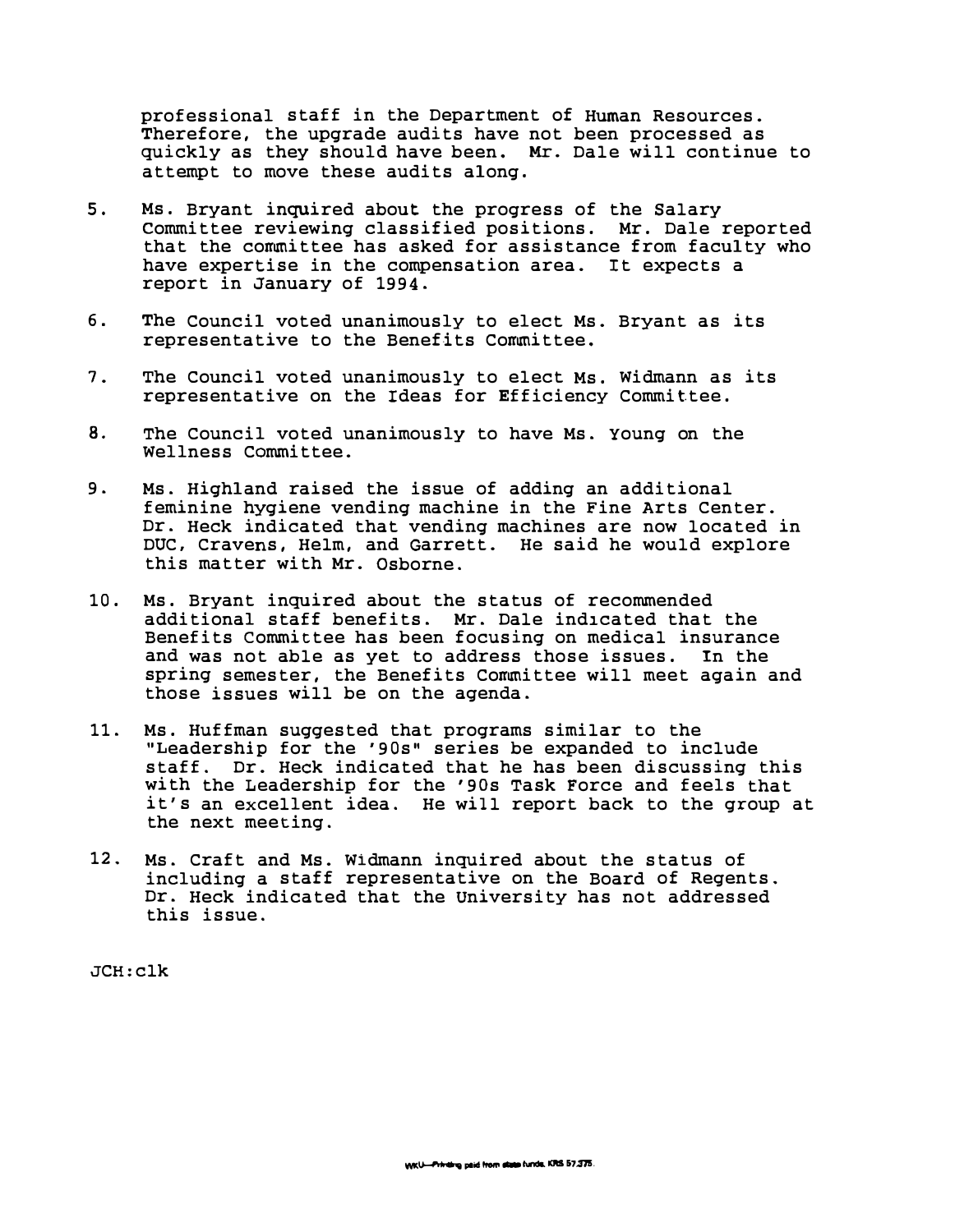professional staff in the Department of Human Resources. Therefore, the upgrade audits have not been processed as quickly as they should have been. Mr. Dale will continue to attempt to move these audits along.

5. Ms. Bryant inquired about the progress of the Salary Committee reviewing classified positions. Mr. Dale reported that the committee has asked for assistance from faculty who have expertise in the compensation area. It expects a report in January of 1994.

6. The Council voted unanimously to elect Ms. Bryant as its representative to the Benefits Committee.

7. The Council voted unanimously to elect Ms. Widmann as its representative on the Ideas for Efficiency Committee.

8. The Council voted unanimously to have Ms. Young on the Wellness Committee.

9. Ms. Highland raised the issue of adding an additional feminine hygiene vending machine in the Fine Arts Center. Dr. Heck indicated that vending machines are now located in DUC, Cravens, Helm, and Garrett. He said he would explore this matter with Mr. Osborne.

10. Ms. Bryant inquired about the status of recommended additional staff benefits. Mr. Dale indicated that the Benefits Committee has been focusing on medical insurance and was not able as yet to address those issues. In the spring semester, the Benefits Committee will meet again and those issues will be on the agenda.

11. Ms. Huffman suggested that programs similar to the "Leadership for the '90s" series be expanded to include staff. Dr. Heck indicated that he has been discussing this with the Leadership for the '90s Task Force and feels that it's an excellent idea. He will report back to the group at the next meeting.

12. Ms. Craft and Ms. Widmann inquired about the status of including a staff representative on the Board of Regents. Dr. Heck indicated that the University has not addressed this issue.

JCH:clk

WKU—Printing paid from state funds. KRS 57.375.